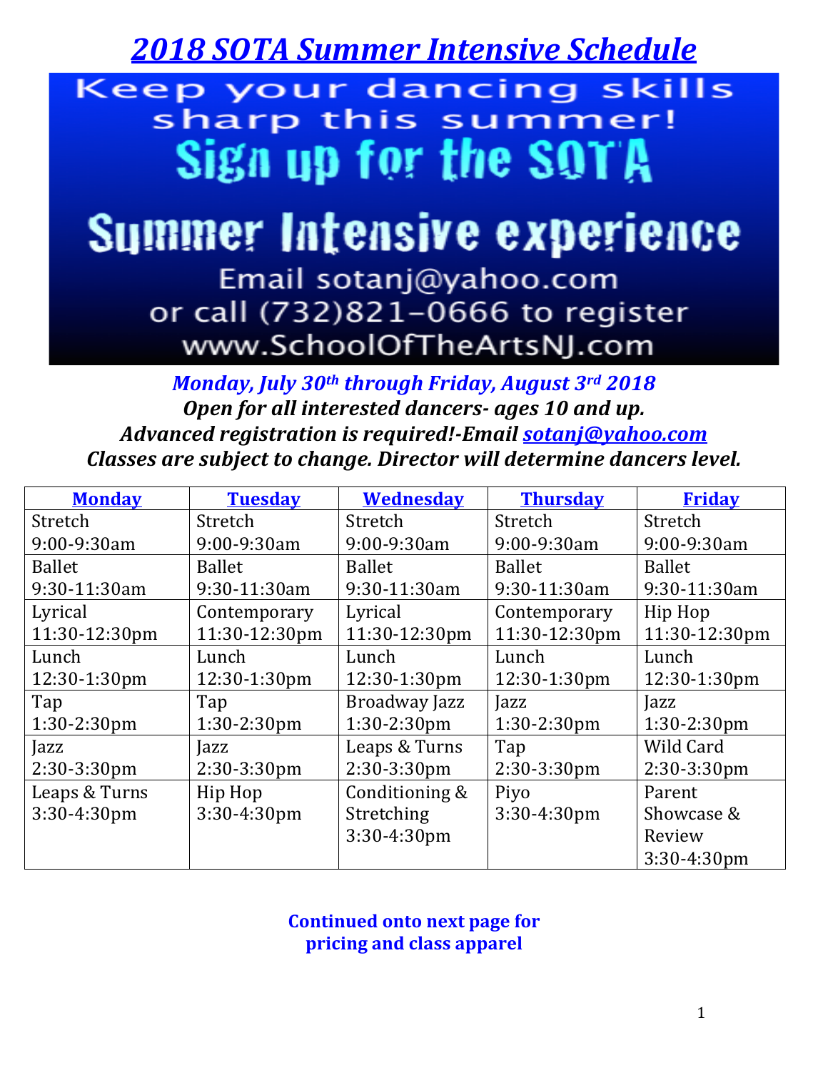# *2018 SOTA Summer Intensive Schedule*

Keep your dancing skills sharp this summer!

Sign up for the SOTA

Summer Intensive experience

Email sotanj@yahoo.com

or call (732)821-0666 to register

www.SchoolOfTheArtsNJ.com

***Monday, July 30th through Friday, August 3rd 2018***

***Open for all interested dancers- ages 10 and up.***

***Advanced registration is required!-Email sotanj@yahoo.com***

***Classes are subject to change. Director will determine dancers level.***

| **Monday** | **Tuesday** | **Wednesday** | **Thursday** | **Friday** |
|---|---|---|---|---|
| Stretch 9:00-9:30am | Stretch 9:00-9:30am | Stretch 9:00-9:30am | Stretch 9:00-9:30am | Stretch 9:00-9:30am |
| Ballet 9:30-11:30am | Ballet 9:30-11:30am | Ballet 9:30-11:30am | Ballet 9:30-11:30am | Ballet 9:30-11:30am |
| Lyrical 11:30-12:30pm | Contemporary 11:30-12:30pm | Lyrical 11:30-12:30pm | Contemporary 11:30-12:30pm | Hip Hop 11:30-12:30pm |
| Lunch 12:30-1:30pm | Lunch 12:30-1:30pm | Lunch 12:30-1:30pm | Lunch 12:30-1:30pm | Lunch 12:30-1:30pm |
| Tap 1:30-2:30pm | Tap 1:30-2:30pm | Broadway Jazz 1:30-2:30pm | Jazz 1:30-2:30pm | Jazz 1:30-2:30pm |
| Jazz 2:30-3:30pm | Jazz 2:30-3:30pm | Leaps & Turns 2:30-3:30pm | Tap 2:30-3:30pm | Wild Card 2:30-3:30pm |
| Leaps & Turns 3:30-4:30pm | Hip Hop 3:30-4:30pm | Conditioning & Stretching 3:30-4:30pm | Piyo 3:30-4:30pm | Parent Showcase & Review 3:30-4:30pm |

**Continued onto next page for pricing and class apparel**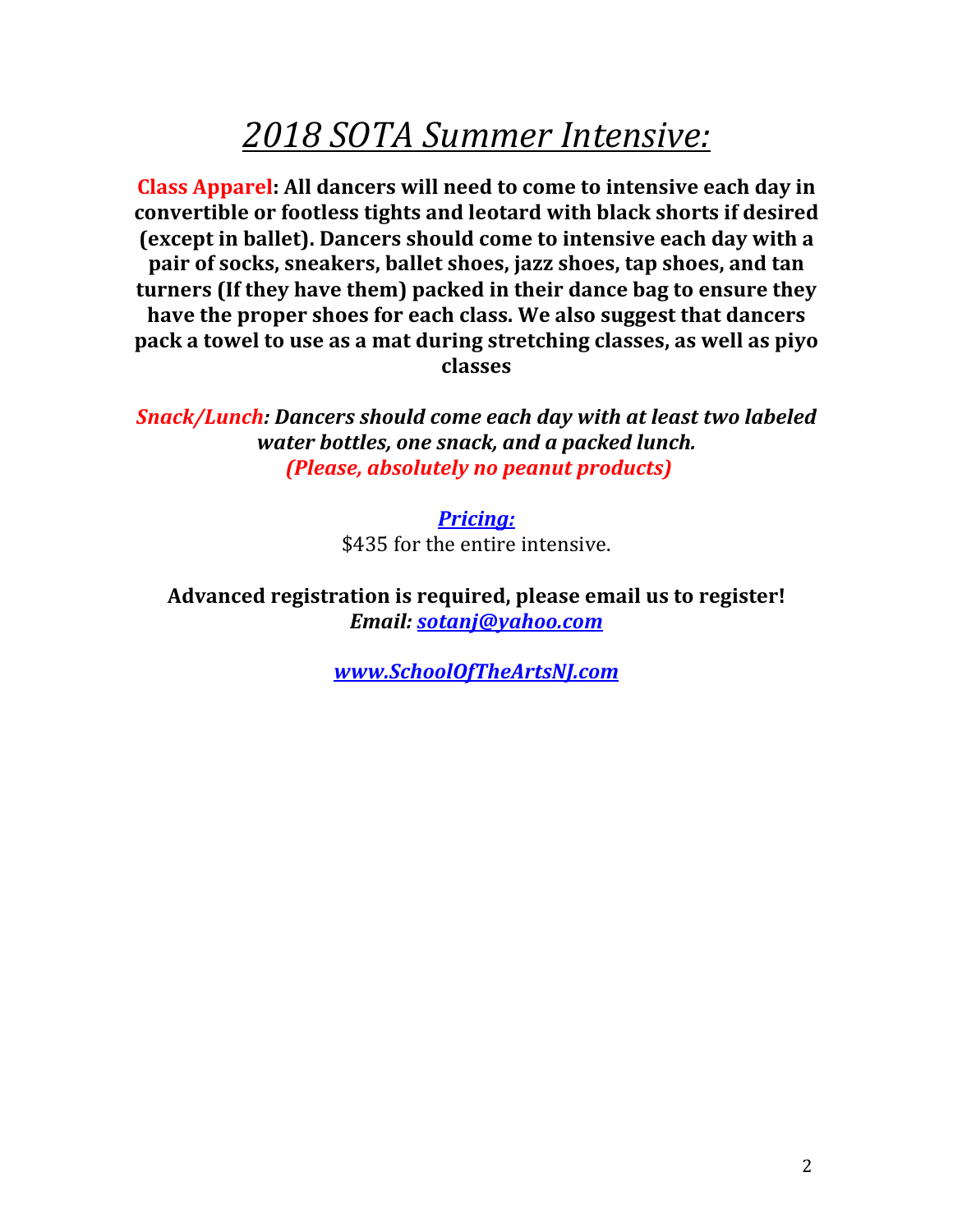# *2018 SOTA Summer Intensive:*

**Class Apparel: All dancers will need to come to intensive each day in convertible or footless tights and leotard with black shorts if desired (except in ballet). Dancers should come to intensive each day with a pair of socks, sneakers, ballet shoes, jazz shoes, tap shoes, and tan turners (If they have them) packed in their dance bag to ensure they have the proper shoes for each class. We also suggest that dancers pack a towel to use as a mat during stretching classes, as well as piyo classes**

***Snack/Lunch: Dancers should come each day with at least two labeled water bottles, one snack, and a packed lunch.***
***(Please, absolutely no peanut products)***

***Pricing:***
$435 for the entire intensive.

**Advanced registration is required, please email us to register!**
***Email: sotanj@yahoo.com***

***www.SchoolOfTheArtsNJ.com***